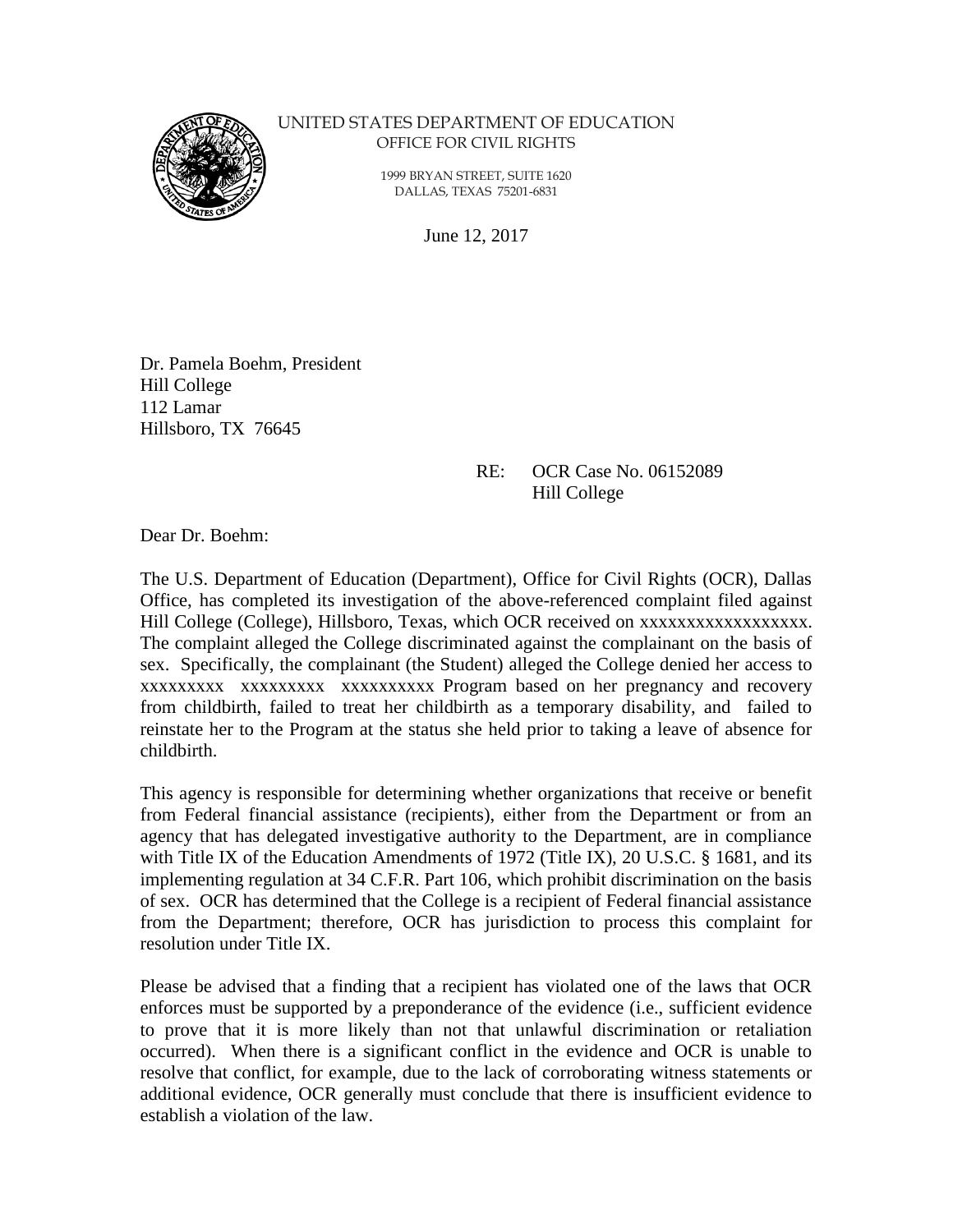UNITED STATES DEPARTMENT OF EDUCATION
OFFICE FOR CIVIL RIGHTS

1999 BRYAN STREET, SUITE 1620
DALLAS, TEXAS 75201-6831

June 12, 2017

Dr. Pamela Boehm, President
Hill College
112 Lamar
Hillsboro, TX 76645

RE: OCR Case No. 06152089
Hill College

Dear Dr. Boehm:

The U.S. Department of Education (Department), Office for Civil Rights (OCR), Dallas Office, has completed its investigation of the above-referenced complaint filed against Hill College (College), Hillsboro, Texas, which OCR received on xxxxxxxxxxxxxxxxxx. The complaint alleged the College discriminated against the complainant on the basis of sex. Specifically, the complainant (the Student) alleged the College denied her access to xxxxxxxxx xxxxxxxxx xxxxxxxxxx Program based on her pregnancy and recovery from childbirth, failed to treat her childbirth as a temporary disability, and failed to reinstate her to the Program at the status she held prior to taking a leave of absence for childbirth.

This agency is responsible for determining whether organizations that receive or benefit from Federal financial assistance (recipients), either from the Department or from an agency that has delegated investigative authority to the Department, are in compliance with Title IX of the Education Amendments of 1972 (Title IX), 20 U.S.C. § 1681, and its implementing regulation at 34 C.F.R. Part 106, which prohibit discrimination on the basis of sex. OCR has determined that the College is a recipient of Federal financial assistance from the Department; therefore, OCR has jurisdiction to process this complaint for resolution under Title IX.

Please be advised that a finding that a recipient has violated one of the laws that OCR enforces must be supported by a preponderance of the evidence (i.e., sufficient evidence to prove that it is more likely than not that unlawful discrimination or retaliation occurred). When there is a significant conflict in the evidence and OCR is unable to resolve that conflict, for example, due to the lack of corroborating witness statements or additional evidence, OCR generally must conclude that there is insufficient evidence to establish a violation of the law.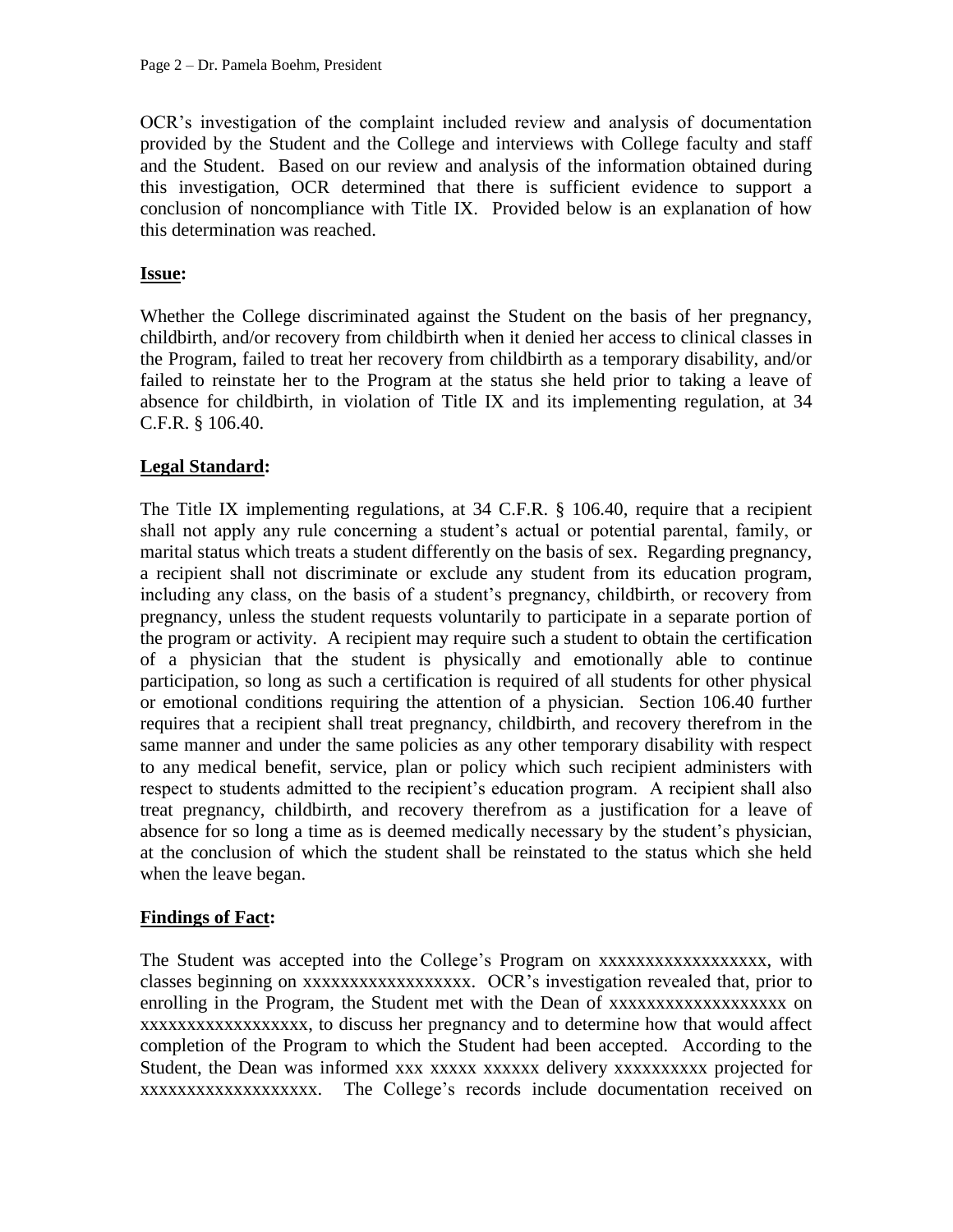OCR's investigation of the complaint included review and analysis of documentation provided by the Student and the College and interviews with College faculty and staff and the Student. Based on our review and analysis of the information obtained during this investigation, OCR determined that there is sufficient evidence to support a conclusion of noncompliance with Title IX. Provided below is an explanation of how this determination was reached.

**Issue:**

Whether the College discriminated against the Student on the basis of her pregnancy, childbirth, and/or recovery from childbirth when it denied her access to clinical classes in the Program, failed to treat her recovery from childbirth as a temporary disability, and/or failed to reinstate her to the Program at the status she held prior to taking a leave of absence for childbirth, in violation of Title IX and its implementing regulation, at 34 C.F.R. § 106.40.

**Legal Standard:**

The Title IX implementing regulations, at 34 C.F.R. § 106.40, require that a recipient shall not apply any rule concerning a student's actual or potential parental, family, or marital status which treats a student differently on the basis of sex. Regarding pregnancy, a recipient shall not discriminate or exclude any student from its education program, including any class, on the basis of a student's pregnancy, childbirth, or recovery from pregnancy, unless the student requests voluntarily to participate in a separate portion of the program or activity. A recipient may require such a student to obtain the certification of a physician that the student is physically and emotionally able to continue participation, so long as such a certification is required of all students for other physical or emotional conditions requiring the attention of a physician. Section 106.40 further requires that a recipient shall treat pregnancy, childbirth, and recovery therefrom in the same manner and under the same policies as any other temporary disability with respect to any medical benefit, service, plan or policy which such recipient administers with respect to students admitted to the recipient's education program. A recipient shall also treat pregnancy, childbirth, and recovery therefrom as a justification for a leave of absence for so long a time as is deemed medically necessary by the student's physician, at the conclusion of which the student shall be reinstated to the status which she held when the leave began.

**Findings of Fact:**

The Student was accepted into the College's Program on xxxxxxxxxxxxxxxxxx, with classes beginning on xxxxxxxxxxxxxxxxxx. OCR's investigation revealed that, prior to enrolling in the Program, the Student met with the Dean of xxxxxxxxxxxxxxxxxxx on xxxxxxxxxxxxxxxxxx, to discuss her pregnancy and to determine how that would affect completion of the Program to which the Student had been accepted. According to the Student, the Dean was informed xxx xxxxx xxxxxx delivery xxxxxxxxxx projected for xxxxxxxxxxxxxxxxxxx. The College's records include documentation received on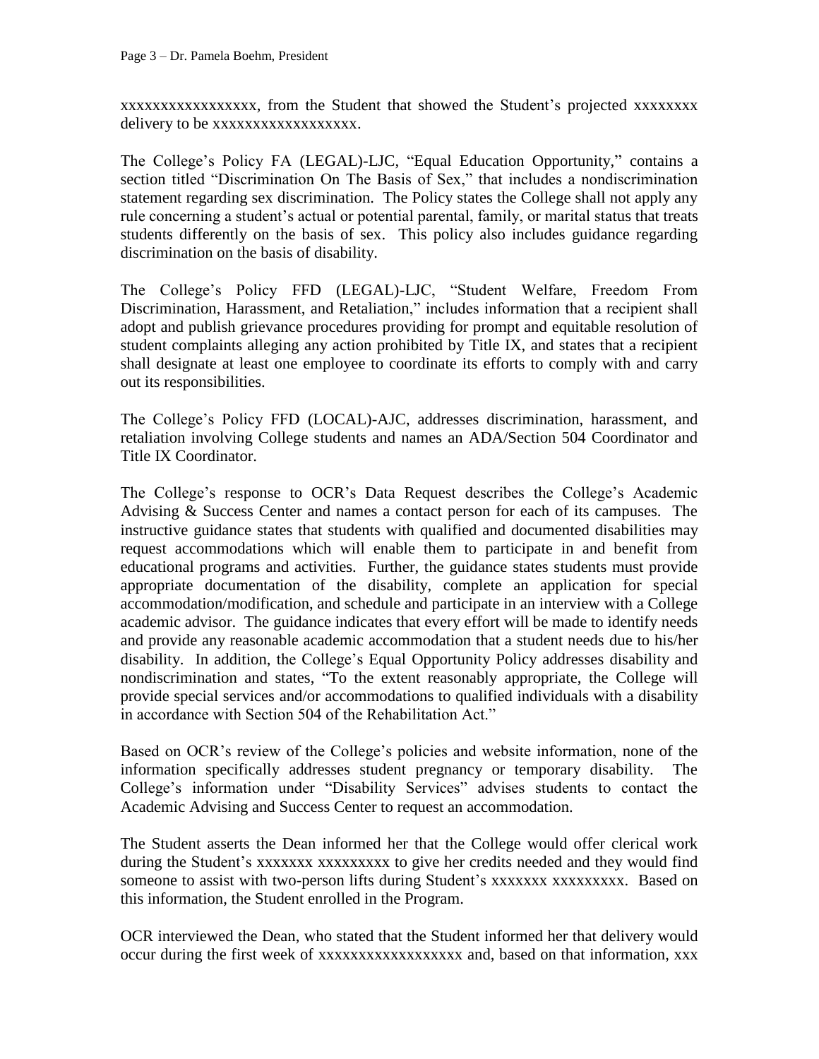xxxxxxxxxxxxxxxxx, from the Student that showed the Student's projected xxxxxxxx delivery to be xxxxxxxxxxxxxxxxxx.

The College's Policy FA (LEGAL)-LJC, "Equal Education Opportunity," contains a section titled "Discrimination On The Basis of Sex," that includes a nondiscrimination statement regarding sex discrimination. The Policy states the College shall not apply any rule concerning a student's actual or potential parental, family, or marital status that treats students differently on the basis of sex. This policy also includes guidance regarding discrimination on the basis of disability.

The College's Policy FFD (LEGAL)-LJC, "Student Welfare, Freedom From Discrimination, Harassment, and Retaliation," includes information that a recipient shall adopt and publish grievance procedures providing for prompt and equitable resolution of student complaints alleging any action prohibited by Title IX, and states that a recipient shall designate at least one employee to coordinate its efforts to comply with and carry out its responsibilities.

The College's Policy FFD (LOCAL)-AJC, addresses discrimination, harassment, and retaliation involving College students and names an ADA/Section 504 Coordinator and Title IX Coordinator.

The College's response to OCR's Data Request describes the College's Academic Advising & Success Center and names a contact person for each of its campuses. The instructive guidance states that students with qualified and documented disabilities may request accommodations which will enable them to participate in and benefit from educational programs and activities. Further, the guidance states students must provide appropriate documentation of the disability, complete an application for special accommodation/modification, and schedule and participate in an interview with a College academic advisor. The guidance indicates that every effort will be made to identify needs and provide any reasonable academic accommodation that a student needs due to his/her disability. In addition, the College's Equal Opportunity Policy addresses disability and nondiscrimination and states, "To the extent reasonably appropriate, the College will provide special services and/or accommodations to qualified individuals with a disability in accordance with Section 504 of the Rehabilitation Act."

Based on OCR's review of the College's policies and website information, none of the information specifically addresses student pregnancy or temporary disability. The College's information under "Disability Services" advises students to contact the Academic Advising and Success Center to request an accommodation.

The Student asserts the Dean informed her that the College would offer clerical work during the Student's xxxxxxx xxxxxxxxx to give her credits needed and they would find someone to assist with two-person lifts during Student's xxxxxxx xxxxxxxxx. Based on this information, the Student enrolled in the Program.

OCR interviewed the Dean, who stated that the Student informed her that delivery would occur during the first week of xxxxxxxxxxxxxxxxxx and, based on that information, xxx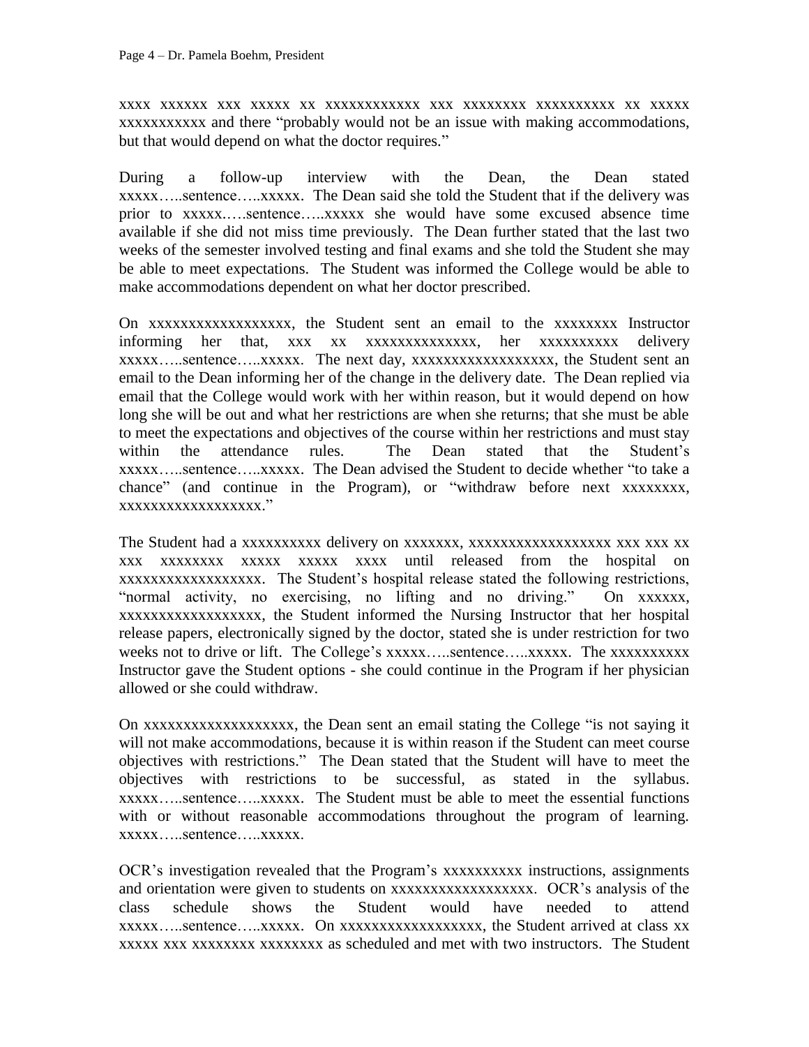xxxx xxxxxx xxx xxxxx xx xxxxxxxxxxxx xxx xxxxxxxx xxxxxxxxxx xx xxxxx xxxxxxxxxxx and there "probably would not be an issue with making accommodations, but that would depend on what the doctor requires."

During a follow-up interview with the Dean, the Dean stated xxxxx…..sentence…..xxxxx. The Dean said she told the Student that if the delivery was prior to xxxxx.….sentence…..xxxxx she would have some excused absence time available if she did not miss time previously. The Dean further stated that the last two weeks of the semester involved testing and final exams and she told the Student she may be able to meet expectations. The Student was informed the College would be able to make accommodations dependent on what her doctor prescribed.

On xxxxxxxxxxxxxxxxxx, the Student sent an email to the xxxxxxxx Instructor informing her that, xxx xx xxxxxxxxxxxxxx, her xxxxxxxxxx delivery xxxxx…..sentence…..xxxxx. The next day, xxxxxxxxxxxxxxxxxx, the Student sent an email to the Dean informing her of the change in the delivery date. The Dean replied via email that the College would work with her within reason, but it would depend on how long she will be out and what her restrictions are when she returns; that she must be able to meet the expectations and objectives of the course within her restrictions and must stay within the attendance rules. The Dean stated that the Student's xxxxx…..sentence…..xxxxx. The Dean advised the Student to decide whether "to take a chance" (and continue in the Program), or "withdraw before next xxxxxxxx, xxxxxxxxxxxxxxxxxx."

The Student had a xxxxxxxxxx delivery on xxxxxxx, xxxxxxxxxxxxxxxxxx xxx xxx xx xxx xxxxxxxx xxxxx xxxxx xxxx until released from the hospital on xxxxxxxxxxxxxxxxxx. The Student's hospital release stated the following restrictions, "normal activity, no exercising, no lifting and no driving." On xxxxxx, xxxxxxxxxxxxxxxxxx, the Student informed the Nursing Instructor that her hospital release papers, electronically signed by the doctor, stated she is under restriction for two weeks not to drive or lift. The College's xxxxx…..sentence…..xxxxx. The xxxxxxxxxx Instructor gave the Student options - she could continue in the Program if her physician allowed or she could withdraw.

On xxxxxxxxxxxxxxxxxxx, the Dean sent an email stating the College "is not saying it will not make accommodations, because it is within reason if the Student can meet course objectives with restrictions." The Dean stated that the Student will have to meet the objectives with restrictions to be successful, as stated in the syllabus. xxxxx…..sentence…..xxxxx. The Student must be able to meet the essential functions with or without reasonable accommodations throughout the program of learning. xxxxx…..sentence…..xxxxx.

OCR's investigation revealed that the Program's xxxxxxxxxx instructions, assignments and orientation were given to students on xxxxxxxxxxxxxxxxxx. OCR's analysis of the class schedule shows the Student would have needed to attend xxxxx…..sentence…..xxxxx. On xxxxxxxxxxxxxxxxxx, the Student arrived at class xx xxxxx xxx xxxxxxxx xxxxxxxx as scheduled and met with two instructors. The Student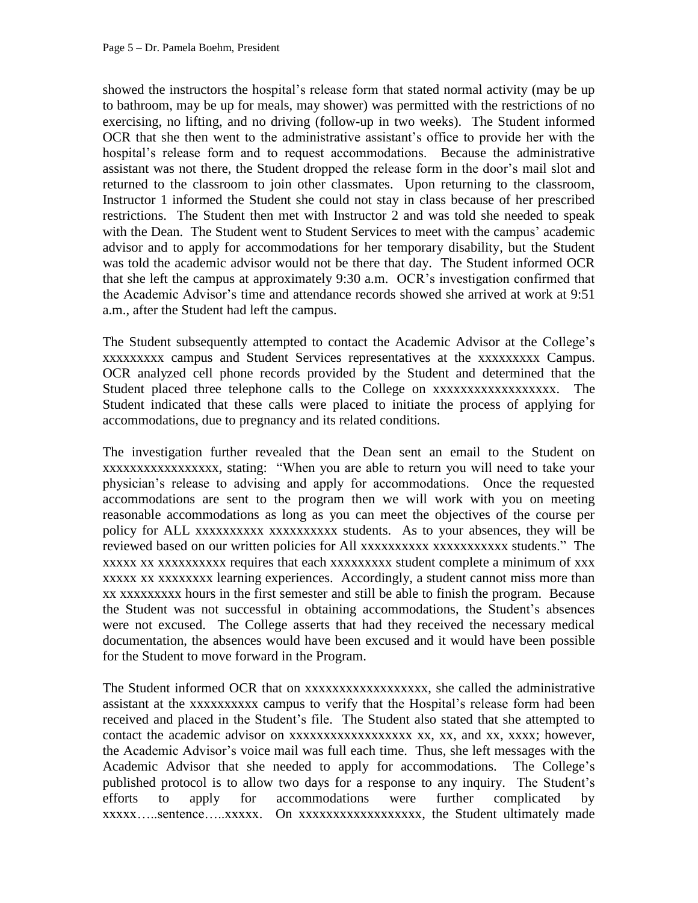showed the instructors the hospital's release form that stated normal activity (may be up to bathroom, may be up for meals, may shower) was permitted with the restrictions of no exercising, no lifting, and no driving (follow-up in two weeks). The Student informed OCR that she then went to the administrative assistant's office to provide her with the hospital's release form and to request accommodations. Because the administrative assistant was not there, the Student dropped the release form in the door's mail slot and returned to the classroom to join other classmates. Upon returning to the classroom, Instructor 1 informed the Student she could not stay in class because of her prescribed restrictions. The Student then met with Instructor 2 and was told she needed to speak with the Dean. The Student went to Student Services to meet with the campus' academic advisor and to apply for accommodations for her temporary disability, but the Student was told the academic advisor would not be there that day. The Student informed OCR that she left the campus at approximately 9:30 a.m. OCR's investigation confirmed that the Academic Advisor's time and attendance records showed she arrived at work at 9:51 a.m., after the Student had left the campus.

The Student subsequently attempted to contact the Academic Advisor at the College's xxxxxxxxx campus and Student Services representatives at the xxxxxxxxx Campus. OCR analyzed cell phone records provided by the Student and determined that the Student placed three telephone calls to the College on xxxxxxxxxxxxxxxxxx. The Student indicated that these calls were placed to initiate the process of applying for accommodations, due to pregnancy and its related conditions.

The investigation further revealed that the Dean sent an email to the Student on xxxxxxxxxxxxxxxxx, stating: "When you are able to return you will need to take your physician's release to advising and apply for accommodations. Once the requested accommodations are sent to the program then we will work with you on meeting reasonable accommodations as long as you can meet the objectives of the course per policy for ALL xxxxxxxxxx xxxxxxxxxx students. As to your absences, they will be reviewed based on our written policies for All xxxxxxxxxx xxxxxxxxxxx students." The xxxxx xx xxxxxxxxxx requires that each xxxxxxxxx student complete a minimum of xxx xxxxx xx xxxxxxxx learning experiences. Accordingly, a student cannot miss more than xx xxxxxxxxx hours in the first semester and still be able to finish the program. Because the Student was not successful in obtaining accommodations, the Student's absences were not excused. The College asserts that had they received the necessary medical documentation, the absences would have been excused and it would have been possible for the Student to move forward in the Program.

The Student informed OCR that on xxxxxxxxxxxxxxxxxx, she called the administrative assistant at the xxxxxxxxxx campus to verify that the Hospital's release form had been received and placed in the Student's file. The Student also stated that she attempted to contact the academic advisor on xxxxxxxxxxxxxxxxxx xx, xx, and xx, xxxx; however, the Academic Advisor's voice mail was full each time. Thus, she left messages with the Academic Advisor that she needed to apply for accommodations. The College's published protocol is to allow two days for a response to any inquiry. The Student's efforts to apply for accommodations were further complicated by xxxxx…..sentence…..xxxxx. On xxxxxxxxxxxxxxxxxx, the Student ultimately made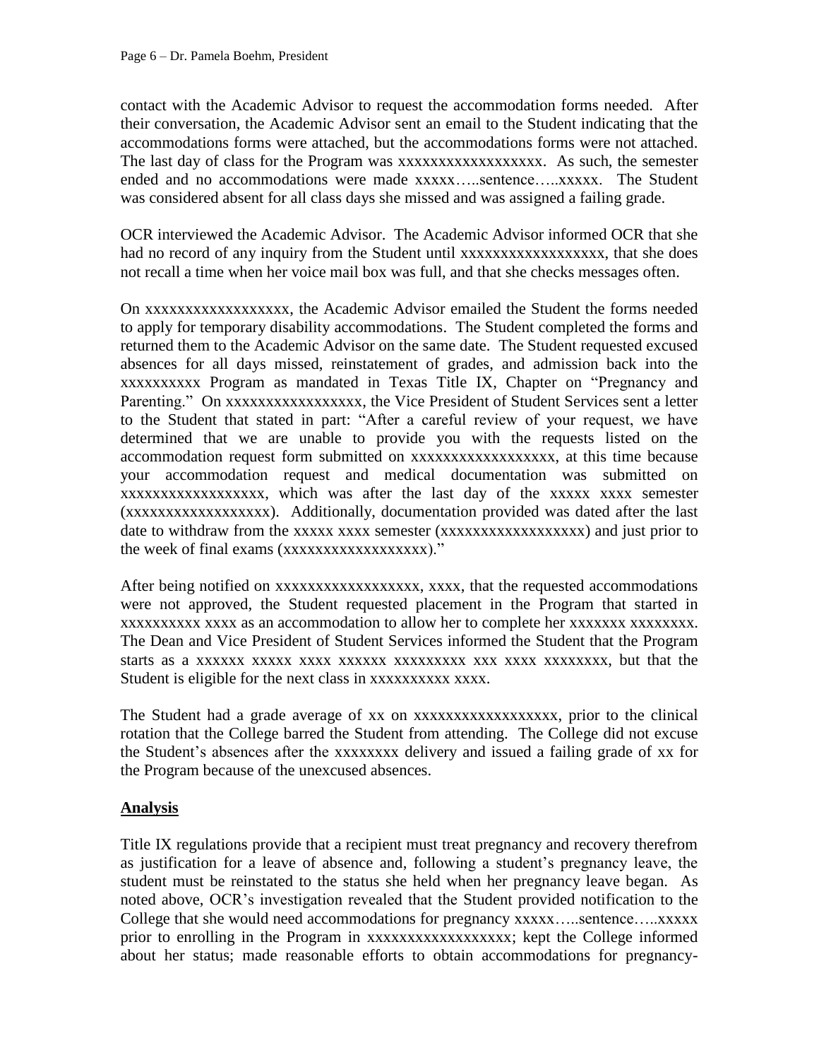contact with the Academic Advisor to request the accommodation forms needed. After their conversation, the Academic Advisor sent an email to the Student indicating that the accommodations forms were attached, but the accommodations forms were not attached. The last day of class for the Program was xxxxxxxxxxxxxxxxxx. As such, the semester ended and no accommodations were made xxxxx…..sentence…..xxxxx. The Student was considered absent for all class days she missed and was assigned a failing grade.

OCR interviewed the Academic Advisor. The Academic Advisor informed OCR that she had no record of any inquiry from the Student until xxxxxxxxxxxxxxxxxx, that she does not recall a time when her voice mail box was full, and that she checks messages often.

On xxxxxxxxxxxxxxxxxx, the Academic Advisor emailed the Student the forms needed to apply for temporary disability accommodations. The Student completed the forms and returned them to the Academic Advisor on the same date. The Student requested excused absences for all days missed, reinstatement of grades, and admission back into the xxxxxxxxxx Program as mandated in Texas Title IX, Chapter on "Pregnancy and Parenting." On xxxxxxxxxxxxxxxxx, the Vice President of Student Services sent a letter to the Student that stated in part: "After a careful review of your request, we have determined that we are unable to provide you with the requests listed on the accommodation request form submitted on xxxxxxxxxxxxxxxxxx, at this time because your accommodation request and medical documentation was submitted on xxxxxxxxxxxxxxxxxx, which was after the last day of the xxxxx xxxx semester (xxxxxxxxxxxxxxxxxx). Additionally, documentation provided was dated after the last date to withdraw from the xxxxx xxxx semester (xxxxxxxxxxxxxxxxxx) and just prior to the week of final exams (xxxxxxxxxxxxxxxxxx)."

After being notified on xxxxxxxxxxxxxxxxxx, xxxx, that the requested accommodations were not approved, the Student requested placement in the Program that started in xxxxxxxxxx xxxx as an accommodation to allow her to complete her xxxxxxx xxxxxxxx. The Dean and Vice President of Student Services informed the Student that the Program starts as a xxxxxx xxxxx xxxx xxxxxx xxxxxxxxx xxx xxxx xxxxxxxx, but that the Student is eligible for the next class in xxxxxxxxxx xxxx.

The Student had a grade average of xx on xxxxxxxxxxxxxxxxxx, prior to the clinical rotation that the College barred the Student from attending. The College did not excuse the Student's absences after the xxxxxxxx delivery and issued a failing grade of xx for the Program because of the unexcused absences.

## Analysis

Title IX regulations provide that a recipient must treat pregnancy and recovery therefrom as justification for a leave of absence and, following a student's pregnancy leave, the student must be reinstated to the status she held when her pregnancy leave began. As noted above, OCR's investigation revealed that the Student provided notification to the College that she would need accommodations for pregnancy xxxxx…..sentence…..xxxxx prior to enrolling in the Program in xxxxxxxxxxxxxxxxxx; kept the College informed about her status; made reasonable efforts to obtain accommodations for pregnancy-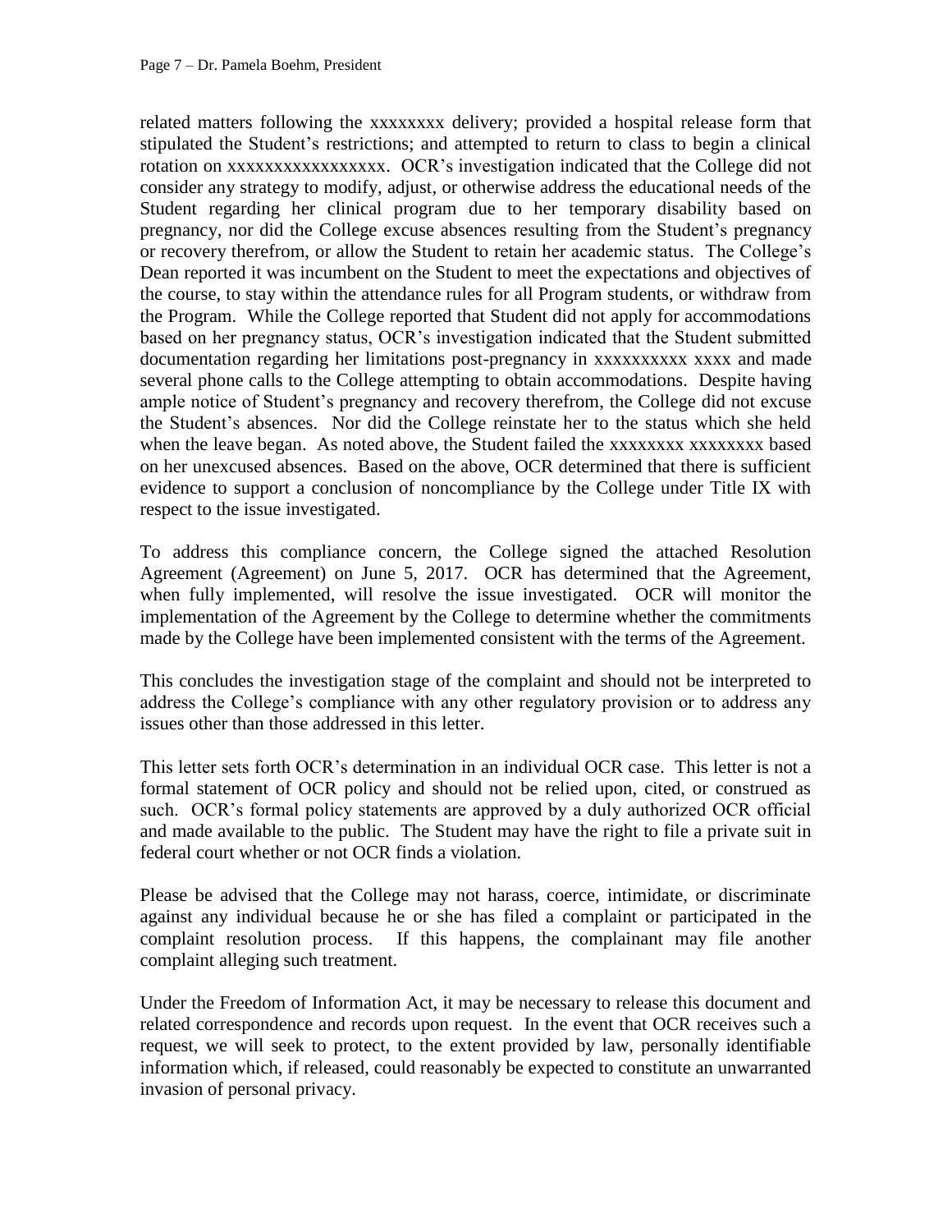related matters following the xxxxxxxx delivery; provided a hospital release form that stipulated the Student's restrictions; and attempted to return to class to begin a clinical rotation on xxxxxxxxxxxxxxxxx. OCR's investigation indicated that the College did not consider any strategy to modify, adjust, or otherwise address the educational needs of the Student regarding her clinical program due to her temporary disability based on pregnancy, nor did the College excuse absences resulting from the Student's pregnancy or recovery therefrom, or allow the Student to retain her academic status. The College's Dean reported it was incumbent on the Student to meet the expectations and objectives of the course, to stay within the attendance rules for all Program students, or withdraw from the Program. While the College reported that Student did not apply for accommodations based on her pregnancy status, OCR's investigation indicated that the Student submitted documentation regarding her limitations post-pregnancy in xxxxxxxxxx xxxx and made several phone calls to the College attempting to obtain accommodations. Despite having ample notice of Student's pregnancy and recovery therefrom, the College did not excuse the Student's absences. Nor did the College reinstate her to the status which she held when the leave began. As noted above, the Student failed the xxxxxxxx xxxxxxxx based on her unexcused absences. Based on the above, OCR determined that there is sufficient evidence to support a conclusion of noncompliance by the College under Title IX with respect to the issue investigated.

To address this compliance concern, the College signed the attached Resolution Agreement (Agreement) on June 5, 2017. OCR has determined that the Agreement, when fully implemented, will resolve the issue investigated. OCR will monitor the implementation of the Agreement by the College to determine whether the commitments made by the College have been implemented consistent with the terms of the Agreement.

This concludes the investigation stage of the complaint and should not be interpreted to address the College's compliance with any other regulatory provision or to address any issues other than those addressed in this letter.

This letter sets forth OCR's determination in an individual OCR case. This letter is not a formal statement of OCR policy and should not be relied upon, cited, or construed as such. OCR's formal policy statements are approved by a duly authorized OCR official and made available to the public. The Student may have the right to file a private suit in federal court whether or not OCR finds a violation.

Please be advised that the College may not harass, coerce, intimidate, or discriminate against any individual because he or she has filed a complaint or participated in the complaint resolution process. If this happens, the complainant may file another complaint alleging such treatment.

Under the Freedom of Information Act, it may be necessary to release this document and related correspondence and records upon request. In the event that OCR receives such a request, we will seek to protect, to the extent provided by law, personally identifiable information which, if released, could reasonably be expected to constitute an unwarranted invasion of personal privacy.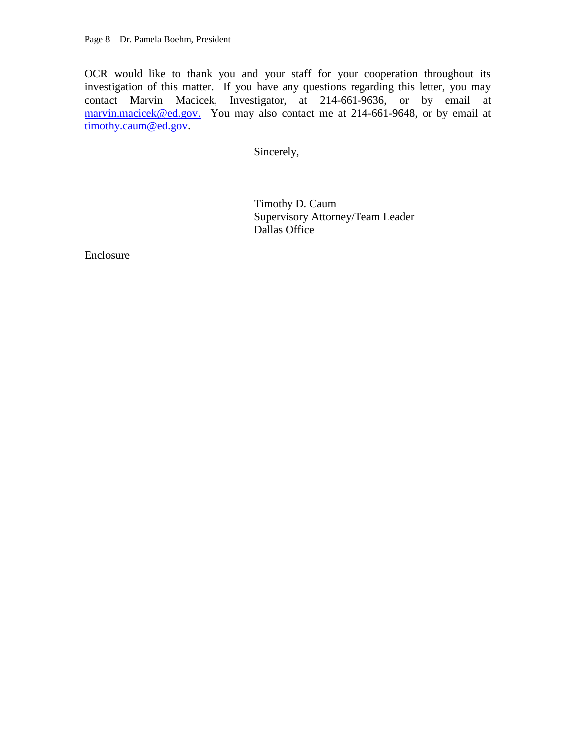OCR would like to thank you and your staff for your cooperation throughout its investigation of this matter. If you have any questions regarding this letter, you may contact Marvin Macicek, Investigator, at 214-661-9636, or by email at marvin.macicek@ed.gov. You may also contact me at 214-661-9648, or by email at timothy.caum@ed.gov.

Sincerely,

Timothy D. Caum  
Supervisory Attorney/Team Leader  
Dallas Office

Enclosure